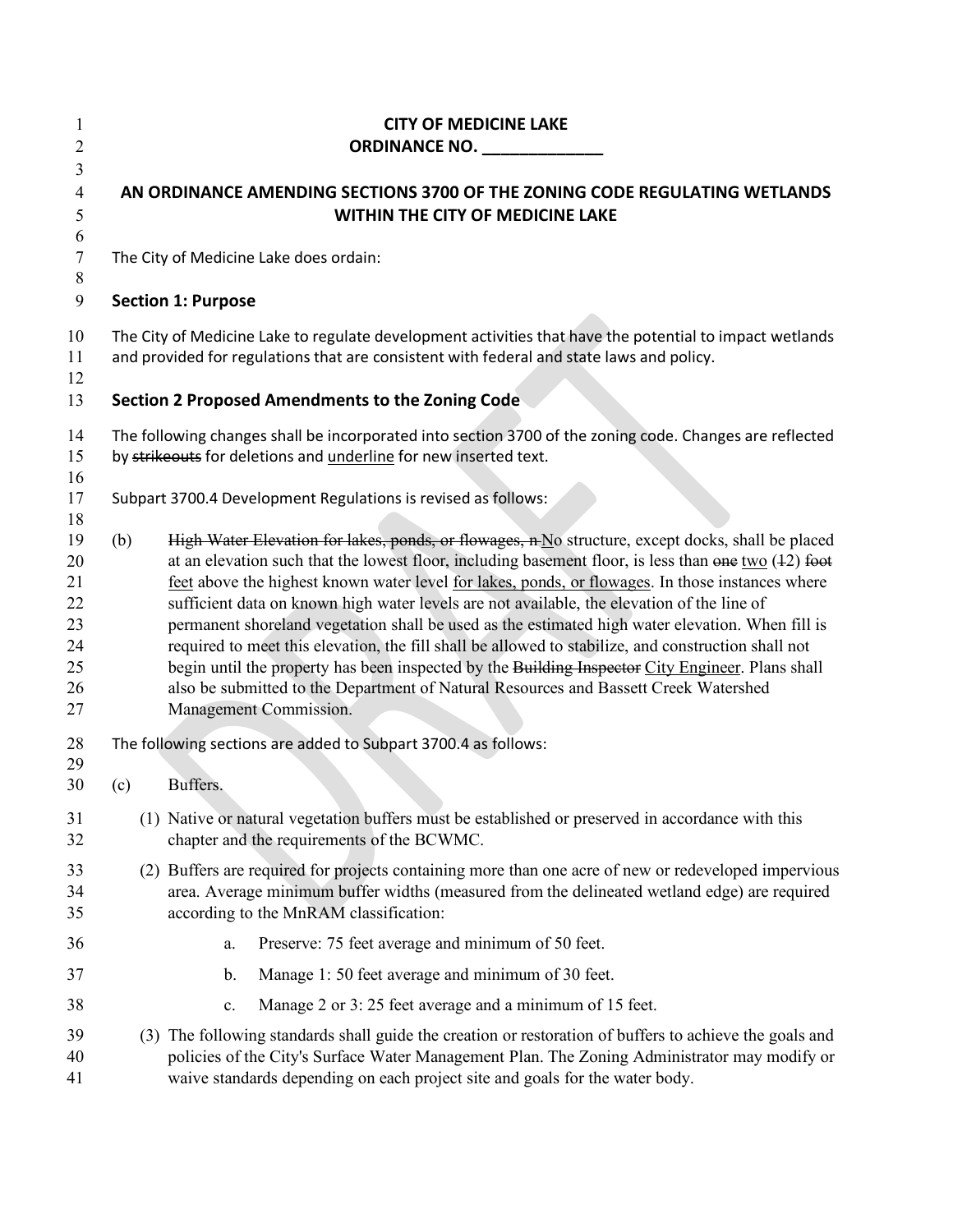# CITY OF MEDICINE LAKE

**ORDINANCE NO. _____________**

## AN ORDINANCE AMENDING SECTIONS 3700 OF THE ZONING CODE REGULATING WETLANDS WITHIN THE CITY OF MEDICINE LAKE

The City of Medicine Lake does ordain:

### Section 1: Purpose

The City of Medicine Lake to regulate development activities that have the potential to impact wetlands and provided for regulations that are consistent with federal and state laws and policy.

### Section 2 Proposed Amendments to the Zoning Code

The following changes shall be incorporated into section 3700 of the zoning code. Changes are reflected by ~~strikeouts~~ for deletions and <u>underline</u> for new inserted text.

Subpart 3700.4 Development Regulations is revised as follows:

(b) ~~High Water Elevation for lakes, ponds, or flowages, n~~ <u>N</u>o structure, except docks, shall be placed at an elevation such that the lowest floor, including basement floor, is less than ~~one~~ <u>two</u> (~~1~~2) ~~foot~~ <u>feet</u> above the highest known water level <u>for lakes, ponds, or flowages</u>. In those instances where sufficient data on known high water levels are not available, the elevation of the line of permanent shoreland vegetation shall be used as the estimated high water elevation. When fill is required to meet this elevation, the fill shall be allowed to stabilize, and construction shall not begin until the property has been inspected by the ~~Building Inspector~~ <u>City Engineer</u>. Plans shall also be submitted to the Department of Natural Resources and Bassett Creek Watershed Management Commission.

The following sections are added to Subpart 3700.4 as follows:

(c) Buffers.

(1) Native or natural vegetation buffers must be established or preserved in accordance with this chapter and the requirements of the BCWMC.

(2) Buffers are required for projects containing more than one acre of new or redeveloped impervious area. Average minimum buffer widths (measured from the delineated wetland edge) are required according to the MnRAM classification:

a. Preserve: 75 feet average and minimum of 50 feet.

b. Manage 1: 50 feet average and minimum of 30 feet.

c. Manage 2 or 3: 25 feet average and a minimum of 15 feet.

(3) The following standards shall guide the creation or restoration of buffers to achieve the goals and policies of the City's Surface Water Management Plan. The Zoning Administrator may modify or waive standards depending on each project site and goals for the water body.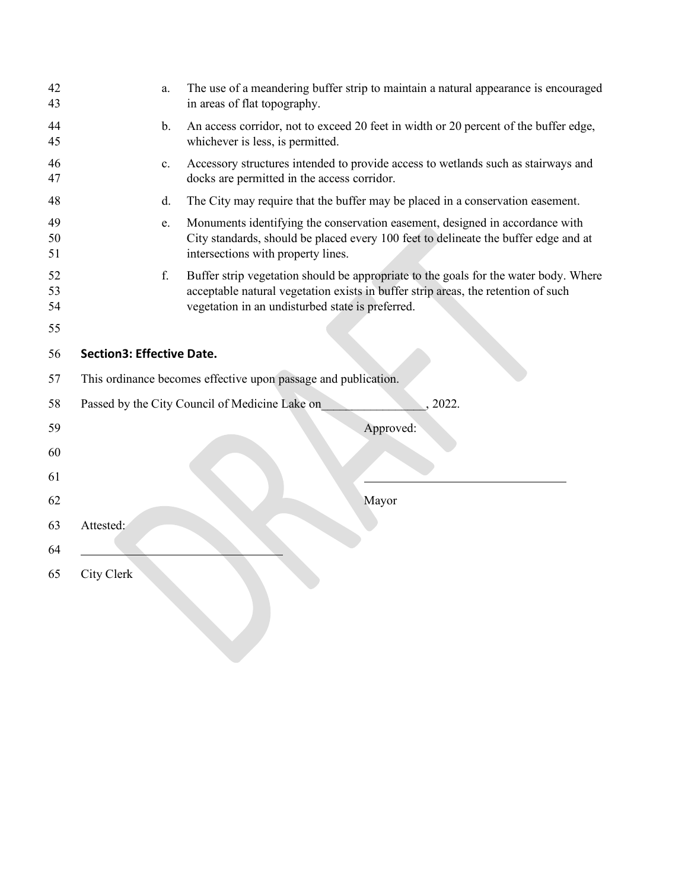a. The use of a meandering buffer strip to maintain a natural appearance is encouraged in areas of flat topography.

b. An access corridor, not to exceed 20 feet in width or 20 percent of the buffer edge, whichever is less, is permitted.

c. Accessory structures intended to provide access to wetlands such as stairways and docks are permitted in the access corridor.

d. The City may require that the buffer may be placed in a conservation easement.

e. Monuments identifying the conservation easement, designed in accordance with City standards, should be placed every 100 feet to delineate the buffer edge and at intersections with property lines.

f. Buffer strip vegetation should be appropriate to the goals for the water body. Where acceptable natural vegetation exists in buffer strip areas, the retention of such vegetation in an undisturbed state is preferred.

**Section3: Effective Date.**

This ordinance becomes effective upon passage and publication.

Passed by the City Council of Medicine Lake on________________, 2022.

Approved:

_________________________________

Mayor

Attested:

_________________________________

City Clerk